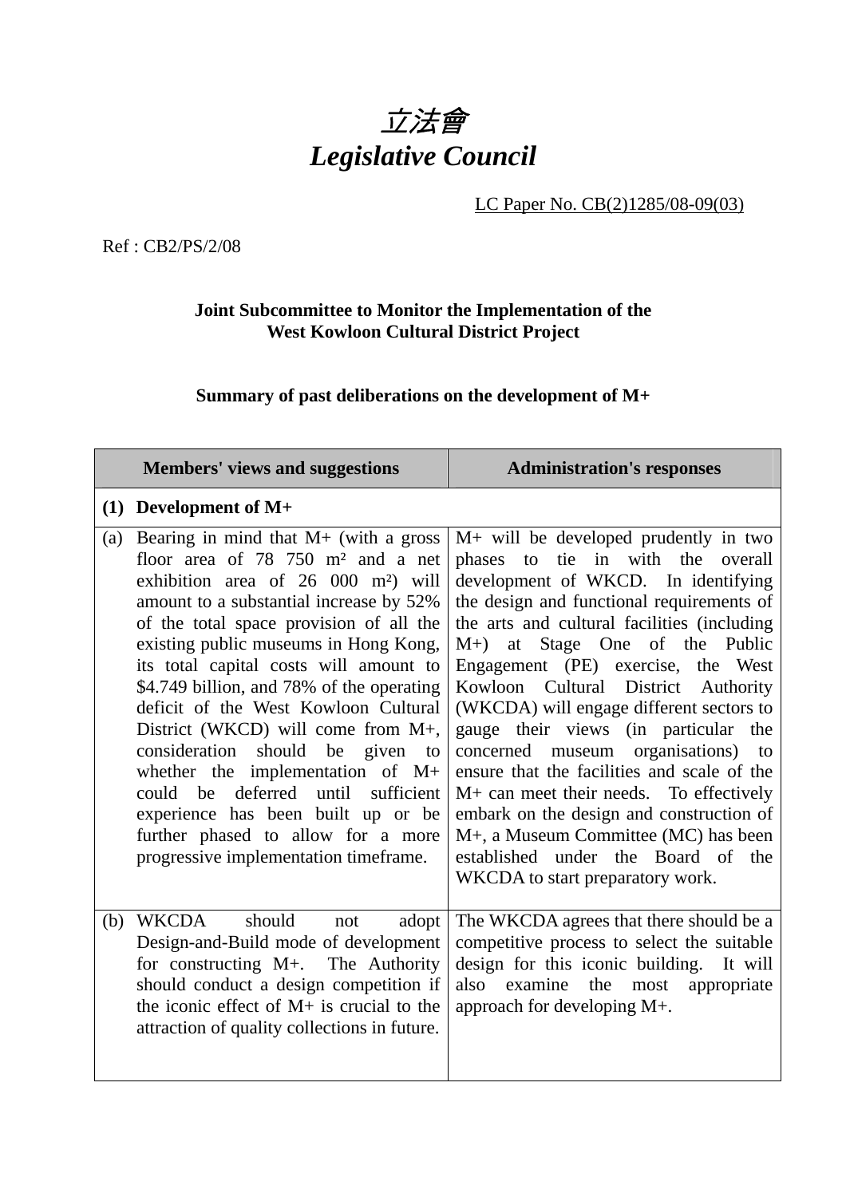# *立法會*
# *Legislative Council*

LC Paper No. CB(2)1285/08-09(03)

Ref : CB2/PS/2/08

**Joint Subcommittee to Monitor the Implementation of the West Kowloon Cultural District Project**

**Summary of past deliberations on the development of M+**

| Members' views and suggestions | Administration's responses |
|---|---|
| **(1) Development of M+** | |
| (a) Bearing in mind that M+ (with a gross floor area of 78 750 m² and a net exhibition area of 26 000 m²) will amount to a substantial increase by 52% of the total space provision of all the existing public museums in Hong Kong, its total capital costs will amount to \$4.749 billion, and 78% of the operating deficit of the West Kowloon Cultural District (WKCD) will come from M+, consideration should be given to whether the implementation of M+ could be deferred until sufficient experience has been built up or be further phased to allow for a more progressive implementation timeframe. | M+ will be developed prudently in two phases to tie in with the overall development of WKCD. In identifying the design and functional requirements of the arts and cultural facilities (including M+) at Stage One of the Public Engagement (PE) exercise, the West Kowloon Cultural District Authority (WKCDA) will engage different sectors to gauge their views (in particular the concerned museum organisations) to ensure that the facilities and scale of the M+ can meet their needs. To effectively embark on the design and construction of M+, a Museum Committee (MC) has been established under the Board of the WKCDA to start preparatory work. |
| (b) WKCDA should not adopt Design-and-Build mode of development for constructing M+. The Authority should conduct a design competition if the iconic effect of M+ is crucial to the attraction of quality collections in future. | The WKCDA agrees that there should be a competitive process to select the suitable design for this iconic building. It will also examine the most appropriate approach for developing M+. |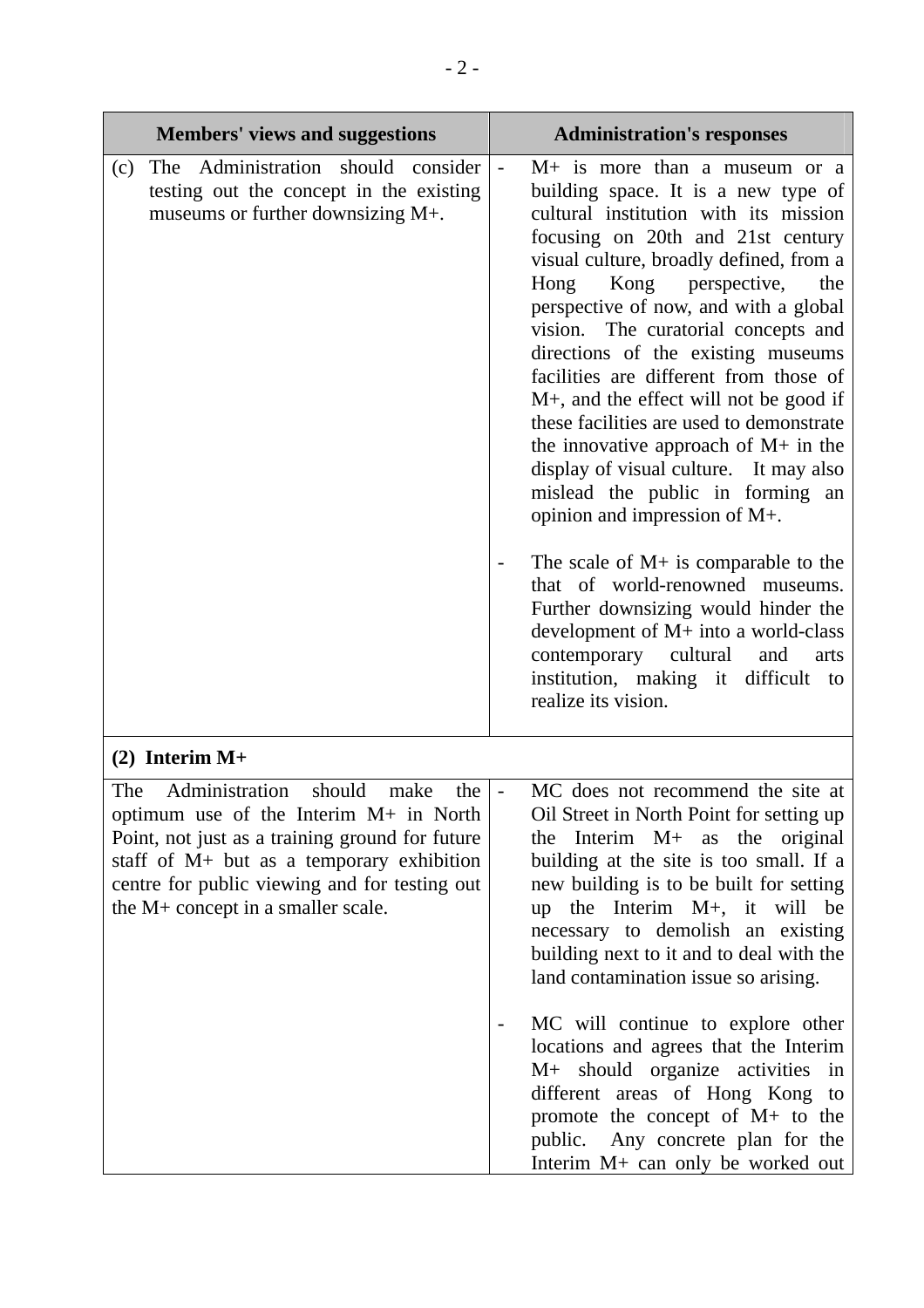| Members' views and suggestions | Administration's responses |
|---|---|
| (c) The Administration should consider testing out the concept in the existing museums or further downsizing M+. | - M+ is more than a museum or a building space. It is a new type of cultural institution with its mission focusing on 20th and 21st century visual culture, broadly defined, from a Hong Kong perspective, the perspective of now, and with a global vision. The curatorial concepts and directions of the existing museums facilities are different from those of M+, and the effect will not be good if these facilities are used to demonstrate the innovative approach of M+ in the display of visual culture. It may also mislead the public in forming an opinion and impression of M+.<br><br>- The scale of M+ is comparable to the that of world-renowned museums. Further downsizing would hinder the development of M+ into a world-class contemporary cultural and arts institution, making it difficult to realize its vision. |
| **(2) Interim M+** | |
| The Administration should make the optimum use of the Interim M+ in North Point, not just as a training ground for future staff of M+ but as a temporary exhibition centre for public viewing and for testing out the M+ concept in a smaller scale. | - MC does not recommend the site at Oil Street in North Point for setting up the Interim M+ as the original building at the site is too small. If a new building is to be built for setting up the Interim M+, it will be necessary to demolish an existing building next to it and to deal with the land contamination issue so arising.<br><br>- MC will continue to explore other locations and agrees that the Interim M+ should organize activities in different areas of Hong Kong to promote the concept of M+ to the public. Any concrete plan for the Interim M+ can only be worked out |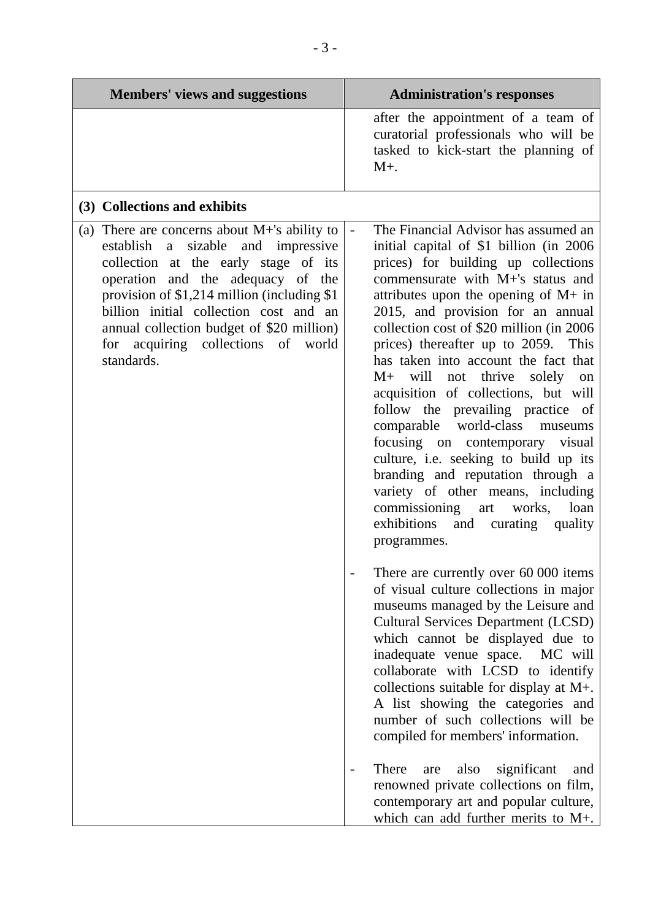| Members' views and suggestions | Administration's responses |
|---|---|
| | after the appointment of a team of curatorial professionals who will be tasked to kick-start the planning of M+. |
| **(3) Collections and exhibits** | |
| (a) There are concerns about M+'s ability to establish a sizable and impressive collection at the early stage of its operation and the adequacy of the provision of $1,214 million (including $1 billion initial collection cost and an annual collection budget of $20 million) for acquiring collections of world standards. | - The Financial Advisor has assumed an initial capital of $1 billion (in 2006 prices) for building up collections commensurate with M+'s status and attributes upon the opening of M+ in 2015, and provision for an annual collection cost of $20 million (in 2006 prices) thereafter up to 2059. This has taken into account the fact that M+ will not thrive solely on acquisition of collections, but will follow the prevailing practice of comparable world-class museums focusing on contemporary visual culture, i.e. seeking to build up its branding and reputation through a variety of other means, including commissioning art works, loan exhibitions and curating quality programmes.<br><br>- There are currently over 60 000 items of visual culture collections in major museums managed by the Leisure and Cultural Services Department (LCSD) which cannot be displayed due to inadequate venue space. MC will collaborate with LCSD to identify collections suitable for display at M+. A list showing the categories and number of such collections will be compiled for members' information.<br><br>- There are also significant and renowned private collections on film, contemporary art and popular culture, which can add further merits to M+. |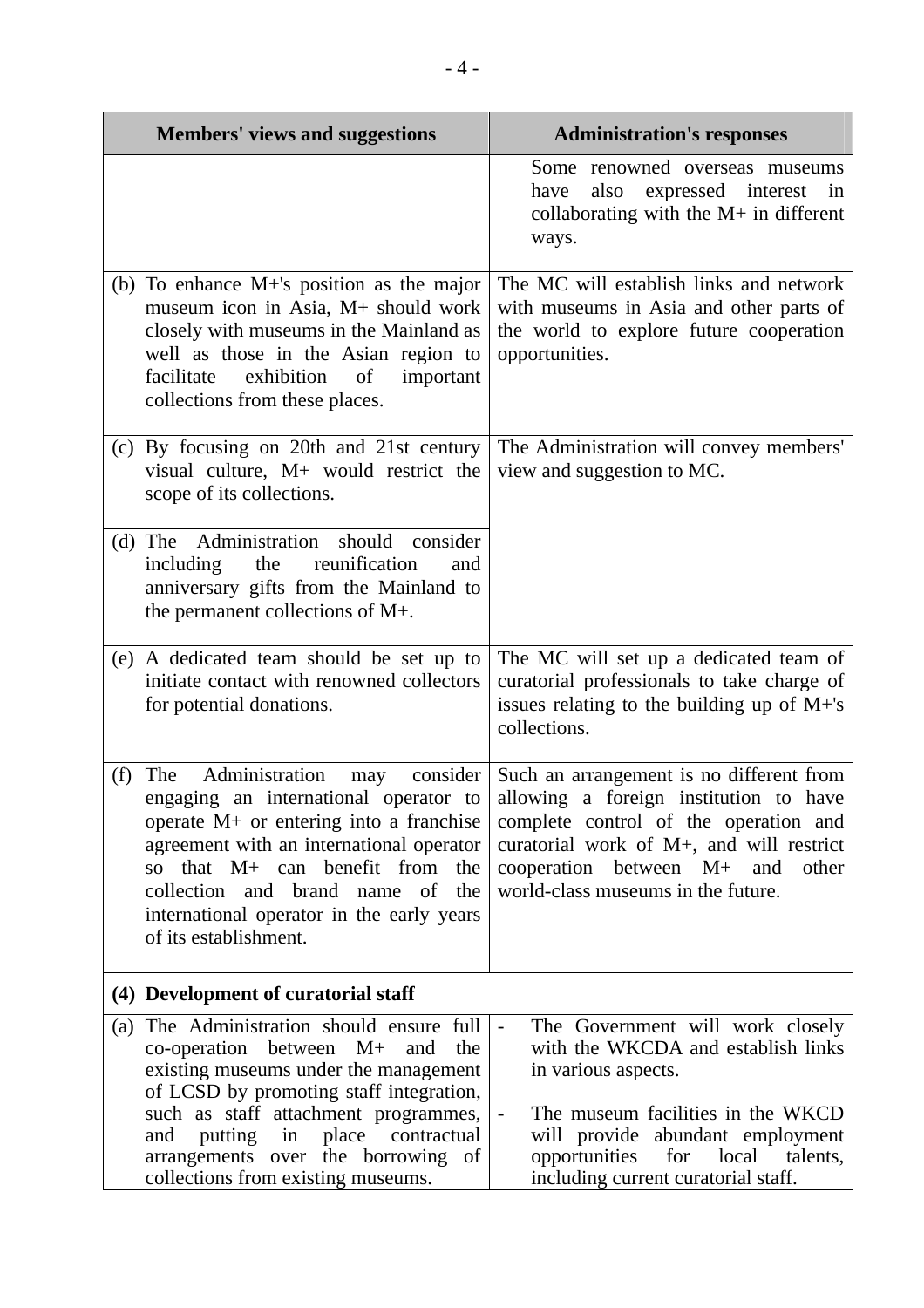| Members' views and suggestions | Administration's responses |
|---|---|
| | Some renowned overseas museums have also expressed interest in collaborating with the M+ in different ways. |
| (b) To enhance M+'s position as the major museum icon in Asia, M+ should work closely with museums in the Mainland as well as those in the Asian region to facilitate exhibition of important collections from these places. | The MC will establish links and network with museums in Asia and other parts of the world to explore future cooperation opportunities. |
| (c) By focusing on 20th and 21st century visual culture, M+ would restrict the scope of its collections. | The Administration will convey members' view and suggestion to MC. |
| (d) The Administration should consider including the reunification and anniversary gifts from the Mainland to the permanent collections of M+. | |
| (e) A dedicated team should be set up to initiate contact with renowned collectors for potential donations. | The MC will set up a dedicated team of curatorial professionals to take charge of issues relating to the building up of M+'s collections. |
| (f) The Administration may consider engaging an international operator to operate M+ or entering into a franchise agreement with an international operator so that M+ can benefit from the collection and brand name of the international operator in the early years of its establishment. | Such an arrangement is no different from allowing a foreign institution to have complete control of the operation and curatorial work of M+, and will restrict cooperation between M+ and other world-class museums in the future. |
| **(4) Development of curatorial staff** | |
| (a) The Administration should ensure full co-operation between M+ and the existing museums under the management of LCSD by promoting staff integration, such as staff attachment programmes, and putting in place contractual arrangements over the borrowing of collections from existing museums. | - The Government will work closely with the WKCDA and establish links in various aspects.<br><br>- The museum facilities in the WKCD will provide abundant employment opportunities for local talents, including current curatorial staff. |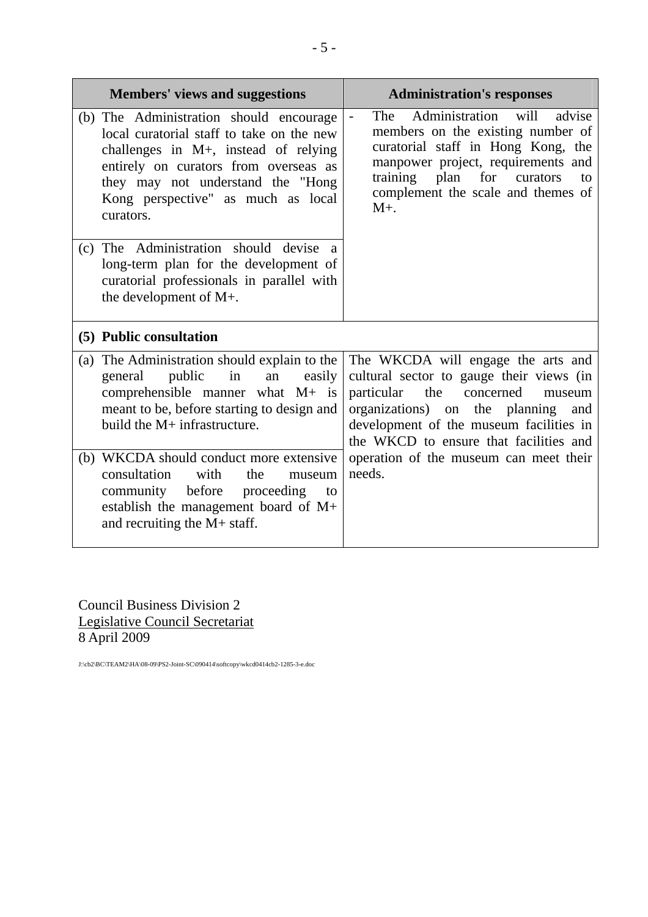| Members' views and suggestions | Administration's responses |
|---|---|
| (b) The Administration should encourage local curatorial staff to take on the new challenges in M+, instead of relying entirely on curators from overseas as they may not understand the "Hong Kong perspective" as much as local curators. | - The Administration will advise members on the existing number of curatorial staff in Hong Kong, the manpower project, requirements and training plan for curators to complement the scale and themes of M+. |
| (c) The Administration should devise a long-term plan for the development of curatorial professionals in parallel with the development of M+. | |
| **(5) Public consultation** | |
| (a) The Administration should explain to the general public in an easily comprehensible manner what M+ is meant to be, before starting to design and build the M+ infrastructure. | The WKCDA will engage the arts and cultural sector to gauge their views (in particular the concerned museum organizations) on the planning and development of the museum facilities in the WKCD to ensure that facilities and operation of the museum can meet their needs. |
| (b) WKCDA should conduct more extensive consultation with the museum community before proceeding to establish the management board of M+ and recruiting the M+ staff. | |

Council Business Division 2
Legislative Council Secretariat
8 April 2009

J:\cb2\BC\TEAM2\HA\08-09\PS2-Joint-SC\090414\softcopy\wkcd0414cb2-1285-3-e.doc